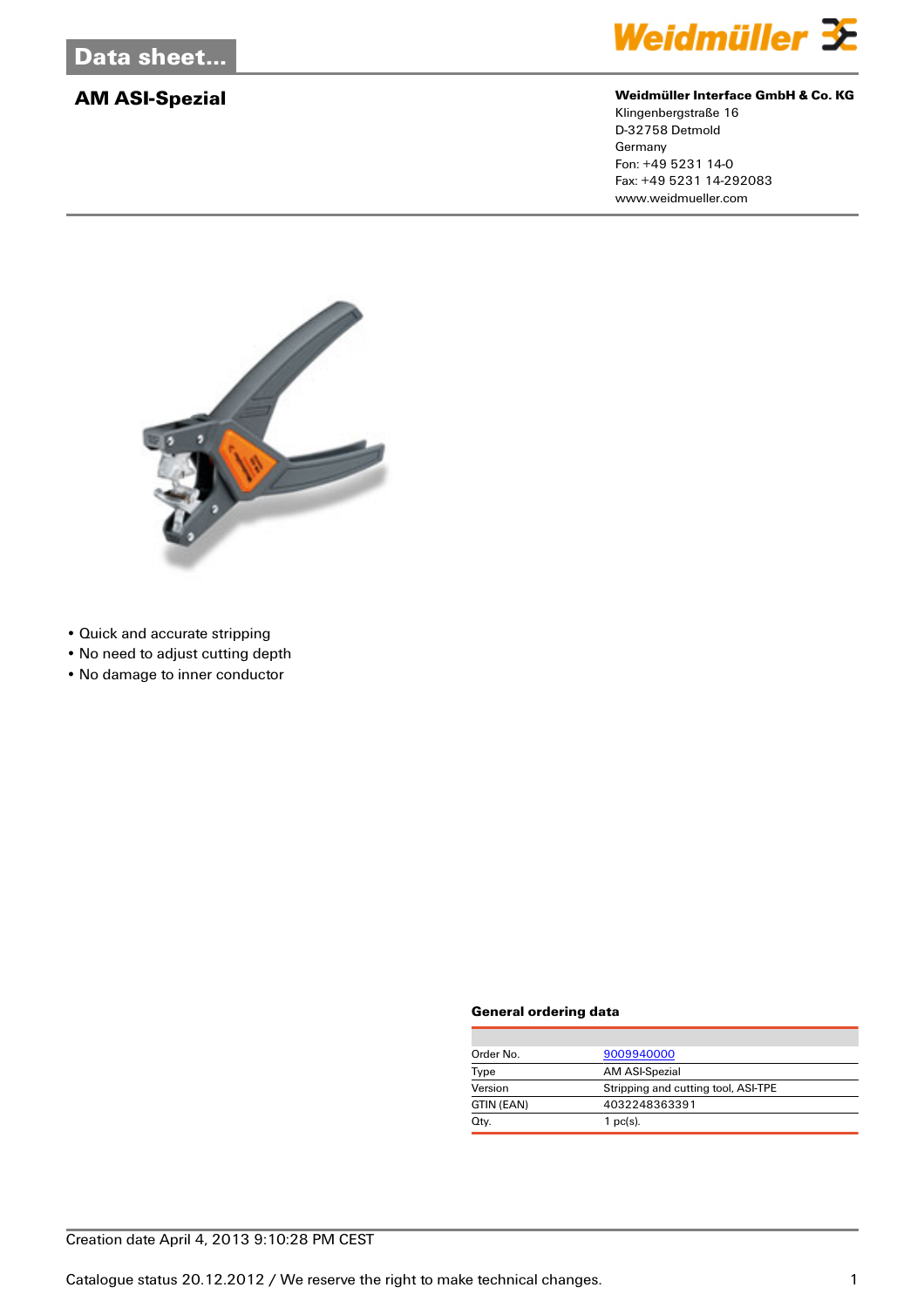Data sheet...

# AM ASI-Spezial

**Weidmüller Interface GmbH & Co. KG**
Klingenbergstraße 16
D-32758 Detmold
Germany
Fon: +49 5231 14-0
Fax: +49 5231 14-292083
www.weidmueller.com

- Quick and accurate stripping
- No need to adjust cutting depth
- No damage to inner conductor

### General ordering data

| | |
|---|---|
| Order No. | 9009940000 |
| Type | AM ASI-Spezial |
| Version | Stripping and cutting tool, ASI-TPE |
| GTIN (EAN) | 4032248363391 |
| Qty. | 1 pc(s). |

Creation date April 4, 2013 9:10:28 PM CEST

Catalogue status 20.12.2012 / We reserve the right to make technical changes.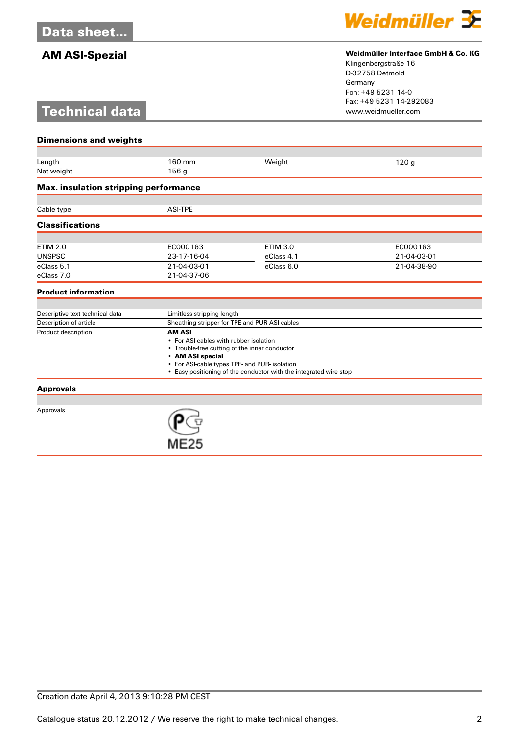Data sheet...

# AM ASI-Spezial

**Weidmüller Interface GmbH & Co. KG**
Klingenbergstraße 16
D-32758 Detmold
Germany
Fon: +49 5231 14-0
Fax: +49 5231 14-292083
www.weidmueller.com

## Technical data

### Dimensions and weights

| | | | |
|---|---|---|---|
| Length | 160 mm | Weight | 120 g |
| Net weight | 156 g | | |

### Max. insulation stripping performance

| | |
|---|---|
| Cable type | ASI-TPE |

### Classifications

| | | | |
|---|---|---|---|
| ETIM 2.0 | EC000163 | ETIM 3.0 | EC000163 |
| UNSPSC | 23-17-16-04 | eClass 4.1 | 21-04-03-01 |
| eClass 5.1 | 21-04-03-01 | eClass 6.0 | 21-04-38-90 |
| eClass 7.0 | 21-04-37-06 | | |

### Product information

| | |
|---|---|
| Descriptive text technical data | Limitless stripping length |
| Description of article | Sheathing stripper for TPE and PUR ASI cables |
| Product description | **AM ASI**<br>• For ASI-cables with rubber isolation<br>• Trouble-free cutting of the inner conductor<br>• **AM ASI special**<br>• For ASI-cable types TPE- and PUR- isolation<br>• Easy positioning of the conductor with the integrated wire stop |

### Approvals

Approvals

ME25

Creation date April 4, 2013 9:10:28 PM CEST

Catalogue status 20.12.2012 / We reserve the right to make technical changes.